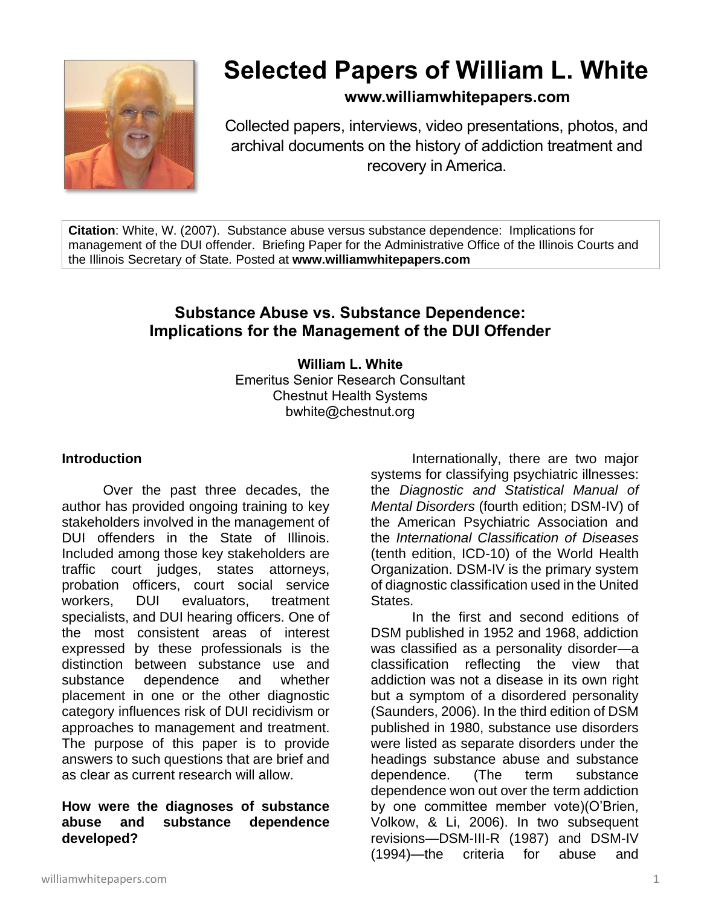# Selected Papers of William L. White

**www.williamwhitepapers.com**

Collected papers, interviews, video presentations, photos, and archival documents on the history of addiction treatment and recovery in America.

**Citation**: White, W. (2007). Substance abuse versus substance dependence: Implications for management of the DUI offender. Briefing Paper for the Administrative Office of the Illinois Courts and the Illinois Secretary of State. Posted at **www.williamwhitepapers.com**

## Substance Abuse vs. Substance Dependence: Implications for the Management of the DUI Offender

**William L. White**
Emeritus Senior Research Consultant
Chestnut Health Systems
bwhite@chestnut.org

### Introduction

Over the past three decades, the author has provided ongoing training to key stakeholders involved in the management of DUI offenders in the State of Illinois. Included among those key stakeholders are traffic court judges, states attorneys, probation officers, court social service workers, DUI evaluators, treatment specialists, and DUI hearing officers. One of the most consistent areas of interest expressed by these professionals is the distinction between substance use and substance dependence and whether placement in one or the other diagnostic category influences risk of DUI recidivism or approaches to management and treatment. The purpose of this paper is to provide answers to such questions that are brief and as clear as current research will allow.

### How were the diagnoses of substance abuse and substance dependence developed?

Internationally, there are two major systems for classifying psychiatric illnesses: the *Diagnostic and Statistical Manual of Mental Disorders* (fourth edition; DSM-IV) of the American Psychiatric Association and the *International Classification of Diseases* (tenth edition, ICD-10) of the World Health Organization. DSM-IV is the primary system of diagnostic classification used in the United States.

In the first and second editions of DSM published in 1952 and 1968, addiction was classified as a personality disorder—a classification reflecting the view that addiction was not a disease in its own right but a symptom of a disordered personality (Saunders, 2006). In the third edition of DSM published in 1980, substance use disorders were listed as separate disorders under the headings substance abuse and substance dependence. (The term substance dependence won out over the term addiction by one committee member vote)(O'Brien, Volkow, & Li, 2006). In two subsequent revisions—DSM-III-R (1987) and DSM-IV (1994)—the criteria for abuse and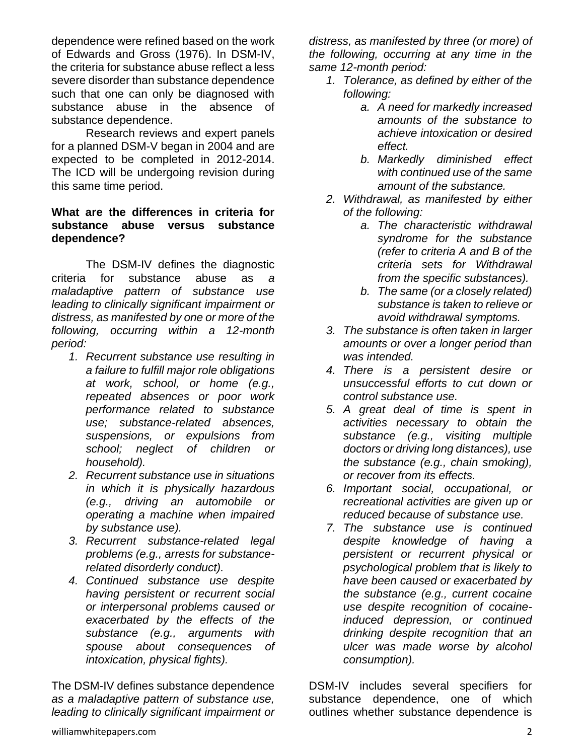dependence were refined based on the work of Edwards and Gross (1976). In DSM-IV, the criteria for substance abuse reflect a less severe disorder than substance dependence such that one can only be diagnosed with substance abuse in the absence of substance dependence.

Research reviews and expert panels for a planned DSM-V began in 2004 and are expected to be completed in 2012-2014. The ICD will be undergoing revision during this same time period.

**What are the differences in criteria for substance abuse versus substance dependence?**

The DSM-IV defines the diagnostic criteria for substance abuse as *a maladaptive pattern of substance use leading to clinically significant impairment or distress, as manifested by one or more of the following, occurring within a 12-month period:*

1. *Recurrent substance use resulting in a failure to fulfill major role obligations at work, school, or home (e.g., repeated absences or poor work performance related to substance use; substance-related absences, suspensions, or expulsions from school; neglect of children or household).*
2. *Recurrent substance use in situations in which it is physically hazardous (e.g., driving an automobile or operating a machine when impaired by substance use).*
3. *Recurrent substance-related legal problems (e.g., arrests for substance-related disorderly conduct).*
4. *Continued substance use despite having persistent or recurrent social or interpersonal problems caused or exacerbated by the effects of the substance (e.g., arguments with spouse about consequences of intoxication, physical fights).*

The DSM-IV defines substance dependence *as a maladaptive pattern of substance use, leading to clinically significant impairment or distress, as manifested by three (or more) of the following, occurring at any time in the same 12-month period:*

1. *Tolerance, as defined by either of the following:*
   a. *A need for markedly increased amounts of the substance to achieve intoxication or desired effect.*
   b. *Markedly diminished effect with continued use of the same amount of the substance.*
2. *Withdrawal, as manifested by either of the following:*
   a. *The characteristic withdrawal syndrome for the substance (refer to criteria A and B of the criteria sets for Withdrawal from the specific substances).*
   b. *The same (or a closely related) substance is taken to relieve or avoid withdrawal symptoms.*
3. *The substance is often taken in larger amounts or over a longer period than was intended.*
4. *There is a persistent desire or unsuccessful efforts to cut down or control substance use.*
5. *A great deal of time is spent in activities necessary to obtain the substance (e.g., visiting multiple doctors or driving long distances), use the substance (e.g., chain smoking), or recover from its effects.*
6. *Important social, occupational, or recreational activities are given up or reduced because of substance use.*
7. *The substance use is continued despite knowledge of having a persistent or recurrent physical or psychological problem that is likely to have been caused or exacerbated by the substance (e.g., current cocaine use despite recognition of cocaine-induced depression, or continued drinking despite recognition that an ulcer was made worse by alcohol consumption).*

DSM-IV includes several specifiers for substance dependence, one of which outlines whether substance dependence is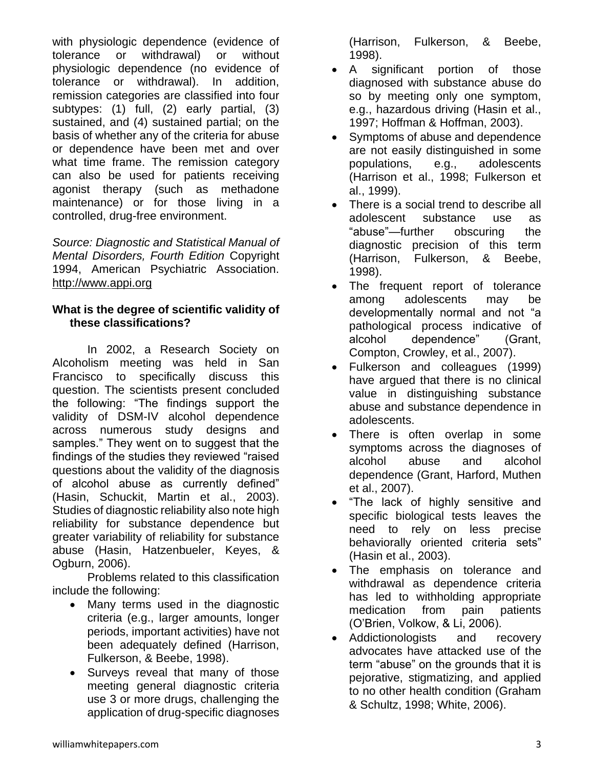with physiologic dependence (evidence of tolerance or withdrawal) or without physiologic dependence (no evidence of tolerance or withdrawal). In addition, remission categories are classified into four subtypes: (1) full, (2) early partial, (3) sustained, and (4) sustained partial; on the basis of whether any of the criteria for abuse or dependence have been met and over what time frame. The remission category can also be used for patients receiving agonist therapy (such as methadone maintenance) or for those living in a controlled, drug-free environment.

*Source: Diagnostic and Statistical Manual of Mental Disorders, Fourth Edition* Copyright 1994, American Psychiatric Association. http://www.appi.org

**What is the degree of scientific validity of these classifications?**

In 2002, a Research Society on Alcoholism meeting was held in San Francisco to specifically discuss this question. The scientists present concluded the following: "The findings support the validity of DSM-IV alcohol dependence across numerous study designs and samples." They went on to suggest that the findings of the studies they reviewed "raised questions about the validity of the diagnosis of alcohol abuse as currently defined" (Hasin, Schuckit, Martin et al., 2003). Studies of diagnostic reliability also note high reliability for substance dependence but greater variability of reliability for substance abuse (Hasin, Hatzenbueler, Keyes, & Ogburn, 2006).

Problems related to this classification include the following:

- Many terms used in the diagnostic criteria (e.g., larger amounts, longer periods, important activities) have not been adequately defined (Harrison, Fulkerson, & Beebe, 1998).
- Surveys reveal that many of those meeting general diagnostic criteria use 3 or more drugs, challenging the application of drug-specific diagnoses (Harrison, Fulkerson, & Beebe, 1998).
- A significant portion of those diagnosed with substance abuse do so by meeting only one symptom, e.g., hazardous driving (Hasin et al., 1997; Hoffman & Hoffman, 2003).
- Symptoms of abuse and dependence are not easily distinguished in some populations, e.g., adolescents (Harrison et al., 1998; Fulkerson et al., 1999).
- There is a social trend to describe all adolescent substance use as "abuse"—further obscuring the diagnostic precision of this term (Harrison, Fulkerson, & Beebe, 1998).
- The frequent report of tolerance among adolescents may be developmentally normal and not "a pathological process indicative of alcohol dependence" (Grant, Compton, Crowley, et al., 2007).
- Fulkerson and colleagues (1999) have argued that there is no clinical value in distinguishing substance abuse and substance dependence in adolescents.
- There is often overlap in some symptoms across the diagnoses of alcohol abuse and alcohol dependence (Grant, Harford, Muthen et al., 2007).
- "The lack of highly sensitive and specific biological tests leaves the need to rely on less precise behaviorally oriented criteria sets" (Hasin et al., 2003).
- The emphasis on tolerance and withdrawal as dependence criteria has led to withholding appropriate medication from pain patients (O'Brien, Volkow, & Li, 2006).
- Addictionologists and recovery advocates have attacked use of the term "abuse" on the grounds that it is pejorative, stigmatizing, and applied to no other health condition (Graham & Schultz, 1998; White, 2006).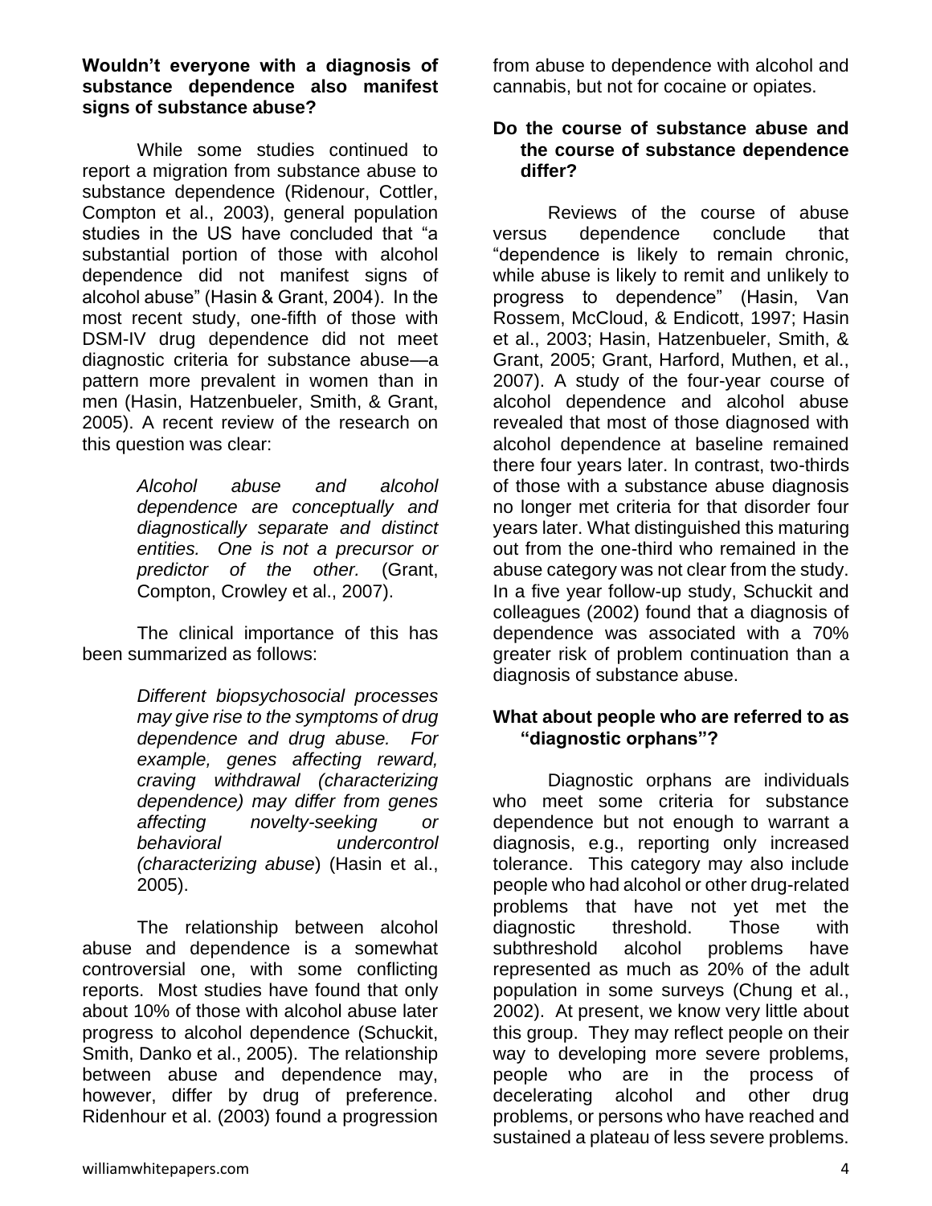**Wouldn't everyone with a diagnosis of substance dependence also manifest signs of substance abuse?**

While some studies continued to report a migration from substance abuse to substance dependence (Ridenour, Cottler, Compton et al., 2003), general population studies in the US have concluded that "a substantial portion of those with alcohol dependence did not manifest signs of alcohol abuse" (Hasin & Grant, 2004). In the most recent study, one-fifth of those with DSM-IV drug dependence did not meet diagnostic criteria for substance abuse—a pattern more prevalent in women than in men (Hasin, Hatzenbueler, Smith, & Grant, 2005). A recent review of the research on this question was clear:

> *Alcohol abuse and alcohol dependence are conceptually and diagnostically separate and distinct entities. One is not a precursor or predictor of the other.* (Grant, Compton, Crowley et al., 2007).

The clinical importance of this has been summarized as follows:

> *Different biopsychosocial processes may give rise to the symptoms of drug dependence and drug abuse. For example, genes affecting reward, craving withdrawal (characterizing dependence) may differ from genes affecting novelty-seeking or behavioral undercontrol (characterizing abuse*) (Hasin et al., 2005).

The relationship between alcohol abuse and dependence is a somewhat controversial one, with some conflicting reports. Most studies have found that only about 10% of those with alcohol abuse later progress to alcohol dependence (Schuckit, Smith, Danko et al., 2005). The relationship between abuse and dependence may, however, differ by drug of preference. Ridenhour et al. (2003) found a progression from abuse to dependence with alcohol and cannabis, but not for cocaine or opiates.

**Do the course of substance abuse and the course of substance dependence differ?**

Reviews of the course of abuse versus dependence conclude that "dependence is likely to remain chronic, while abuse is likely to remit and unlikely to progress to dependence" (Hasin, Van Rossem, McCloud, & Endicott, 1997; Hasin et al., 2003; Hasin, Hatzenbueler, Smith, & Grant, 2005; Grant, Harford, Muthen, et al., 2007). A study of the four-year course of alcohol dependence and alcohol abuse revealed that most of those diagnosed with alcohol dependence at baseline remained there four years later. In contrast, two-thirds of those with a substance abuse diagnosis no longer met criteria for that disorder four years later. What distinguished this maturing out from the one-third who remained in the abuse category was not clear from the study. In a five year follow-up study, Schuckit and colleagues (2002) found that a diagnosis of dependence was associated with a 70% greater risk of problem continuation than a diagnosis of substance abuse.

**What about people who are referred to as "diagnostic orphans"?**

Diagnostic orphans are individuals who meet some criteria for substance dependence but not enough to warrant a diagnosis, e.g., reporting only increased tolerance. This category may also include people who had alcohol or other drug-related problems that have not yet met the diagnostic threshold. Those with subthreshold alcohol problems have represented as much as 20% of the adult population in some surveys (Chung et al., 2002). At present, we know very little about this group. They may reflect people on their way to developing more severe problems, people who are in the process of decelerating alcohol and other drug problems, or persons who have reached and sustained a plateau of less severe problems.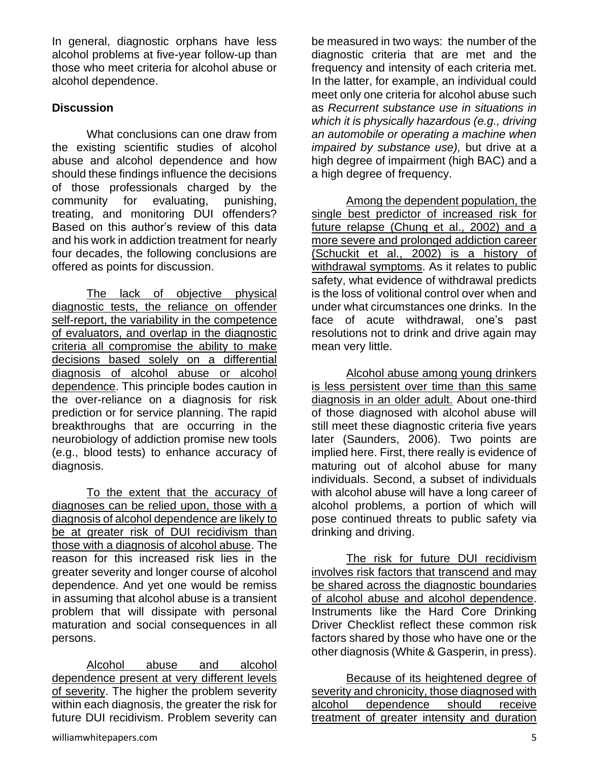In general, diagnostic orphans have less alcohol problems at five-year follow-up than those who meet criteria for alcohol abuse or alcohol dependence.

**Discussion**

What conclusions can one draw from the existing scientific studies of alcohol abuse and alcohol dependence and how should these findings influence the decisions of those professionals charged by the community for evaluating, punishing, treating, and monitoring DUI offenders? Based on this author's review of this data and his work in addiction treatment for nearly four decades, the following conclusions are offered as points for discussion.

<u>The lack of objective physical diagnostic tests, the reliance on offender self-report, the variability in the competence of evaluators, and overlap in the diagnostic criteria all compromise the ability to make decisions based solely on a differential diagnosis of alcohol abuse or alcohol dependence</u>. This principle bodes caution in the over-reliance on a diagnosis for risk prediction or for service planning. The rapid breakthroughs that are occurring in the neurobiology of addiction promise new tools (e.g., blood tests) to enhance accuracy of diagnosis.

<u>To the extent that the accuracy of diagnoses can be relied upon, those with a diagnosis of alcohol dependence are likely to be at greater risk of DUI recidivism than those with a diagnosis of alcohol abuse</u>. The reason for this increased risk lies in the greater severity and longer course of alcohol dependence. And yet one would be remiss in assuming that alcohol abuse is a transient problem that will dissipate with personal maturation and social consequences in all persons.

<u>Alcohol abuse and alcohol dependence present at very different levels of severity</u>. The higher the problem severity within each diagnosis, the greater the risk for future DUI recidivism. Problem severity can be measured in two ways: the number of the diagnostic criteria that are met and the frequency and intensity of each criteria met. In the latter, for example, an individual could meet only one criteria for alcohol abuse such as *Recurrent substance use in situations in which it is physically hazardous (e.g., driving an automobile or operating a machine when impaired by substance use),* but drive at a high degree of impairment (high BAC) and a a high degree of frequency.

<u>Among the dependent population, the single best predictor of increased risk for future relapse (Chung et al., 2002) and a more severe and prolonged addiction career (Schuckit et al., 2002) is a history of withdrawal symptoms</u>. As it relates to public safety, what evidence of withdrawal predicts is the loss of volitional control over when and under what circumstances one drinks. In the face of acute withdrawal, one's past resolutions not to drink and drive again may mean very little.

<u>Alcohol abuse among young drinkers is less persistent over time than this same diagnosis in an older adult.</u> About one-third of those diagnosed with alcohol abuse will still meet these diagnostic criteria five years later (Saunders, 2006). Two points are implied here. First, there really is evidence of maturing out of alcohol abuse for many individuals. Second, a subset of individuals with alcohol abuse will have a long career of alcohol problems, a portion of which will pose continued threats to public safety via drinking and driving.

<u>The risk for future DUI recidivism involves risk factors that transcend and may be shared across the diagnostic boundaries of alcohol abuse and alcohol dependence</u>. Instruments like the Hard Core Drinking Driver Checklist reflect these common risk factors shared by those who have one or the other diagnosis (White & Gasperin, in press).

<u>Because of its heightened degree of severity and chronicity, those diagnosed with alcohol dependence should receive treatment of greater intensity and duration</u>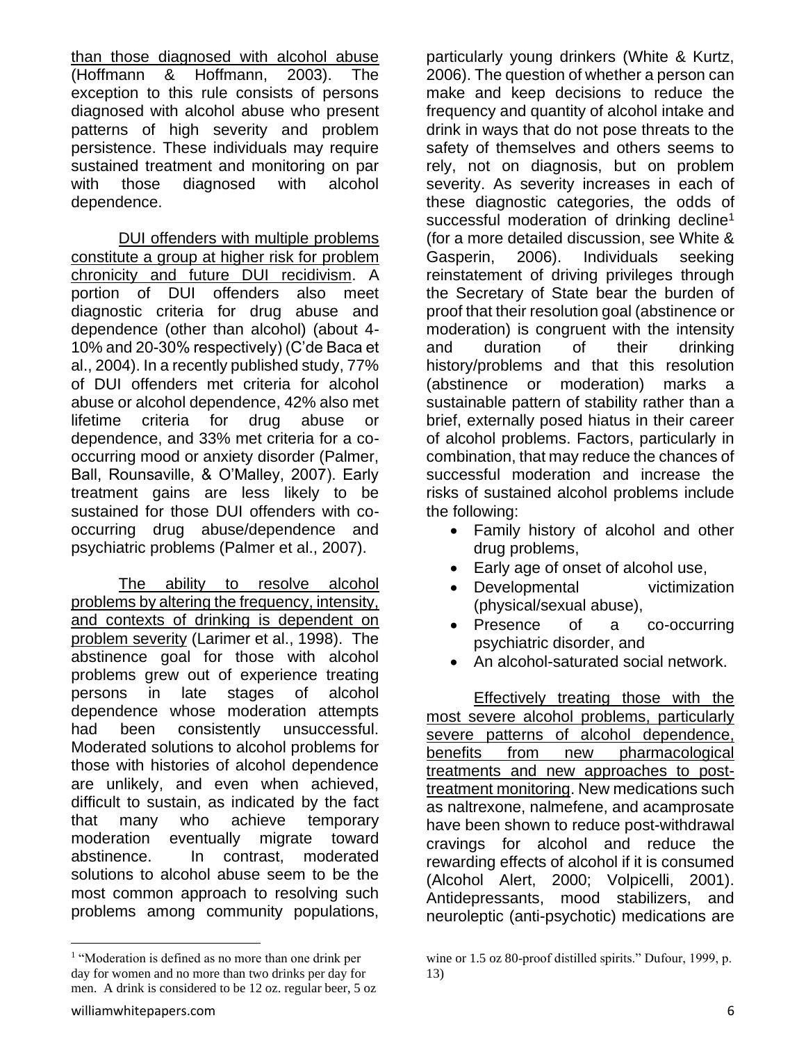than those diagnosed with alcohol abuse (Hoffmann & Hoffmann, 2003). The exception to this rule consists of persons diagnosed with alcohol abuse who present patterns of high severity and problem persistence. These individuals may require sustained treatment and monitoring on par with those diagnosed with alcohol dependence.

DUI offenders with multiple problems constitute a group at higher risk for problem chronicity and future DUI recidivism. A portion of DUI offenders also meet diagnostic criteria for drug abuse and dependence (other than alcohol) (about 4-10% and 20-30% respectively) (C'de Baca et al., 2004). In a recently published study, 77% of DUI offenders met criteria for alcohol abuse or alcohol dependence, 42% also met lifetime criteria for drug abuse or dependence, and 33% met criteria for a co-occurring mood or anxiety disorder (Palmer, Ball, Rounsaville, & O'Malley, 2007). Early treatment gains are less likely to be sustained for those DUI offenders with co-occurring drug abuse/dependence and psychiatric problems (Palmer et al., 2007).

The ability to resolve alcohol problems by altering the frequency, intensity, and contexts of drinking is dependent on problem severity (Larimer et al., 1998). The abstinence goal for those with alcohol problems grew out of experience treating persons in late stages of alcohol dependence whose moderation attempts had been consistently unsuccessful. Moderated solutions to alcohol problems for those with histories of alcohol dependence are unlikely, and even when achieved, difficult to sustain, as indicated by the fact that many who achieve temporary moderation eventually migrate toward abstinence. In contrast, moderated solutions to alcohol abuse seem to be the most common approach to resolving such problems among community populations, particularly young drinkers (White & Kurtz, 2006). The question of whether a person can make and keep decisions to reduce the frequency and quantity of alcohol intake and drink in ways that do not pose threats to the safety of themselves and others seems to rely, not on diagnosis, but on problem severity. As severity increases in each of these diagnostic categories, the odds of successful moderation of drinking decline[1] (for a more detailed discussion, see White & Gasperin, 2006). Individuals seeking reinstatement of driving privileges through the Secretary of State bear the burden of proof that their resolution goal (abstinence or moderation) is congruent with the intensity and duration of their drinking history/problems and that this resolution (abstinence or moderation) marks a sustainable pattern of stability rather than a brief, externally posed hiatus in their career of alcohol problems. Factors, particularly in combination, that may reduce the chances of successful moderation and increase the risks of sustained alcohol problems include the following:

- Family history of alcohol and other drug problems,
- Early age of onset of alcohol use,
- Developmental victimization (physical/sexual abuse),
- Presence of a co-occurring psychiatric disorder, and
- An alcohol-saturated social network.

Effectively treating those with the most severe alcohol problems, particularly severe patterns of alcohol dependence, benefits from new pharmacological treatments and new approaches to post-treatment monitoring. New medications such as naltrexone, nalmefene, and acamprosate have been shown to reduce post-withdrawal cravings for alcohol and reduce the rewarding effects of alcohol if it is consumed (Alcohol Alert, 2000; Volpicelli, 2001). Antidepressants, mood stabilizers, and neuroleptic (anti-psychotic) medications are

[1] "Moderation is defined as no more than one drink per day for women and no more than two drinks per day for men. A drink is considered to be 12 oz. regular beer, 5 oz wine or 1.5 oz 80-proof distilled spirits." Dufour, 1999, p. 13)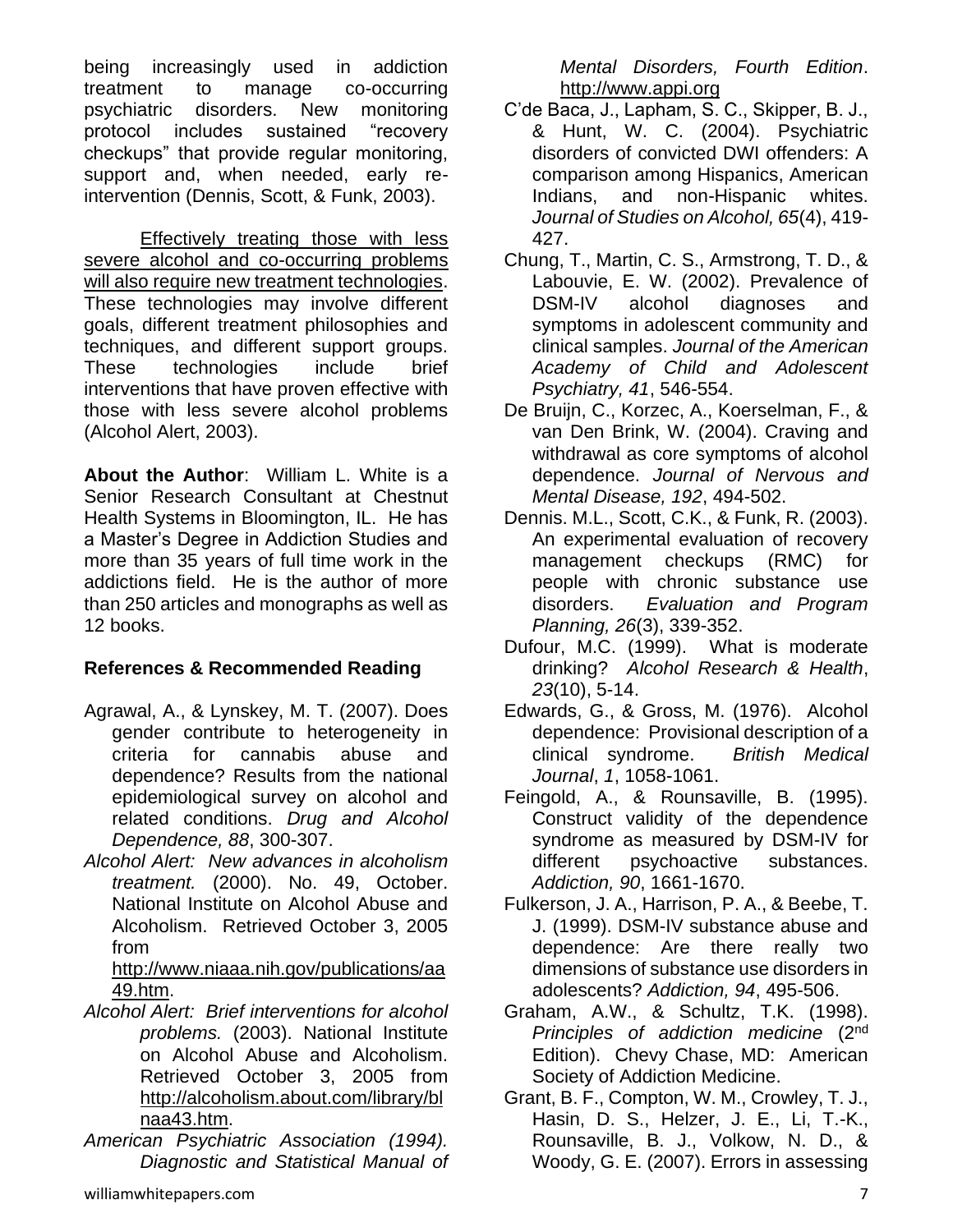being increasingly used in addiction treatment to manage co-occurring psychiatric disorders. New monitoring protocol includes sustained "recovery checkups" that provide regular monitoring, support and, when needed, early re-intervention (Dennis, Scott, & Funk, 2003).

Effectively treating those with less severe alcohol and co-occurring problems will also require new treatment technologies. These technologies may involve different goals, different treatment philosophies and techniques, and different support groups. These technologies include brief interventions that have proven effective with those with less severe alcohol problems (Alcohol Alert, 2003).

**About the Author**: William L. White is a Senior Research Consultant at Chestnut Health Systems in Bloomington, IL. He has a Master's Degree in Addiction Studies and more than 35 years of full time work in the addictions field. He is the author of more than 250 articles and monographs as well as 12 books.

### References & Recommended Reading

Agrawal, A., & Lynskey, M. T. (2007). Does gender contribute to heterogeneity in criteria for cannabis abuse and dependence? Results from the national epidemiological survey on alcohol and related conditions. *Drug and Alcohol Dependence, 88*, 300-307.

*Alcohol Alert: New advances in alcoholism treatment.* (2000). No. 49, October. National Institute on Alcohol Abuse and Alcoholism. Retrieved October 3, 2005 from http://www.niaaa.nih.gov/publications/aa49.htm.

*Alcohol Alert: Brief interventions for alcohol problems.* (2003). National Institute on Alcohol Abuse and Alcoholism. Retrieved October 3, 2005 from http://alcoholism.about.com/library/blnaa43.htm.

*American Psychiatric Association (1994). Diagnostic and Statistical Manual of Mental Disorders, Fourth Edition*. http://www.appi.org

C'de Baca, J., Lapham, S. C., Skipper, B. J., & Hunt, W. C. (2004). Psychiatric disorders of convicted DWI offenders: A comparison among Hispanics, American Indians, and non-Hispanic whites. *Journal of Studies on Alcohol, 65*(4), 419-427.

Chung, T., Martin, C. S., Armstrong, T. D., & Labouvie, E. W. (2002). Prevalence of DSM-IV alcohol diagnoses and symptoms in adolescent community and clinical samples. *Journal of the American Academy of Child and Adolescent Psychiatry, 41*, 546-554.

De Bruijn, C., Korzec, A., Koerselman, F., & van Den Brink, W. (2004). Craving and withdrawal as core symptoms of alcohol dependence. *Journal of Nervous and Mental Disease, 192*, 494-502.

Dennis. M.L., Scott, C.K., & Funk, R. (2003). An experimental evaluation of recovery management checkups (RMC) for people with chronic substance use disorders. *Evaluation and Program Planning, 26*(3), 339-352.

Dufour, M.C. (1999). What is moderate drinking? *Alcohol Research & Health*, *23*(10), 5-14.

Edwards, G., & Gross, M. (1976). Alcohol dependence: Provisional description of a clinical syndrome. *British Medical Journal*, *1*, 1058-1061.

Feingold, A., & Rounsaville, B. (1995). Construct validity of the dependence syndrome as measured by DSM-IV for different psychoactive substances. *Addiction, 90*, 1661-1670.

Fulkerson, J. A., Harrison, P. A., & Beebe, T. J. (1999). DSM-IV substance abuse and dependence: Are there really two dimensions of substance use disorders in adolescents? *Addiction, 94*, 495-506.

Graham, A.W., & Schultz, T.K. (1998). *Principles of addiction medicine* (2nd Edition). Chevy Chase, MD: American Society of Addiction Medicine.

Grant, B. F., Compton, W. M., Crowley, T. J., Hasin, D. S., Helzer, J. E., Li, T.-K., Rounsaville, B. J., Volkow, N. D., & Woody, G. E. (2007). Errors in assessing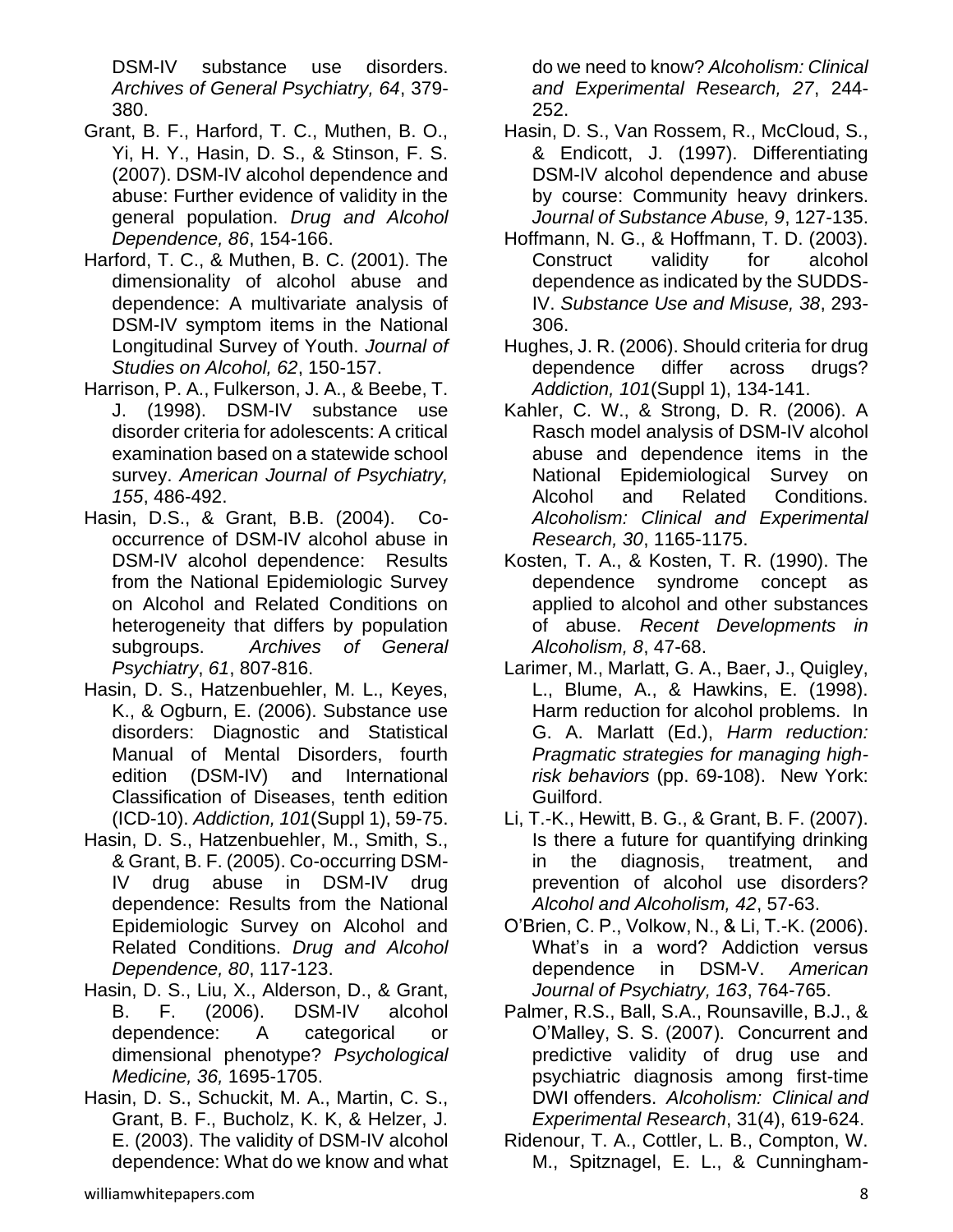DSM-IV substance use disorders. *Archives of General Psychiatry, 64*, 379-380.

Grant, B. F., Harford, T. C., Muthen, B. O., Yi, H. Y., Hasin, D. S., & Stinson, F. S. (2007). DSM-IV alcohol dependence and abuse: Further evidence of validity in the general population. *Drug and Alcohol Dependence, 86*, 154-166.

Harford, T. C., & Muthen, B. C. (2001). The dimensionality of alcohol abuse and dependence: A multivariate analysis of DSM-IV symptom items in the National Longitudinal Survey of Youth. *Journal of Studies on Alcohol, 62*, 150-157.

Harrison, P. A., Fulkerson, J. A., & Beebe, T. J. (1998). DSM-IV substance use disorder criteria for adolescents: A critical examination based on a statewide school survey. *American Journal of Psychiatry, 155*, 486-492.

Hasin, D.S., & Grant, B.B. (2004). Co-occurrence of DSM-IV alcohol abuse in DSM-IV alcohol dependence: Results from the National Epidemiologic Survey on Alcohol and Related Conditions on heterogeneity that differs by population subgroups. *Archives of General Psychiatry*, *61*, 807-816.

Hasin, D. S., Hatzenbuehler, M. L., Keyes, K., & Ogburn, E. (2006). Substance use disorders: Diagnostic and Statistical Manual of Mental Disorders, fourth edition (DSM-IV) and International Classification of Diseases, tenth edition (ICD-10). *Addiction, 101*(Suppl 1), 59-75.

Hasin, D. S., Hatzenbuehler, M., Smith, S., & Grant, B. F. (2005). Co-occurring DSM-IV drug abuse in DSM-IV drug dependence: Results from the National Epidemiologic Survey on Alcohol and Related Conditions. *Drug and Alcohol Dependence, 80*, 117-123.

Hasin, D. S., Liu, X., Alderson, D., & Grant, B. F. (2006). DSM-IV alcohol dependence: A categorical or dimensional phenotype? *Psychological Medicine, 36,* 1695-1705.

Hasin, D. S., Schuckit, M. A., Martin, C. S., Grant, B. F., Bucholz, K. K, & Helzer, J. E. (2003). The validity of DSM-IV alcohol dependence: What do we know and what do we need to know? *Alcoholism: Clinical and Experimental Research, 27*, 244-252.

Hasin, D. S., Van Rossem, R., McCloud, S., & Endicott, J. (1997). Differentiating DSM-IV alcohol dependence and abuse by course: Community heavy drinkers. *Journal of Substance Abuse, 9*, 127-135.

Hoffmann, N. G., & Hoffmann, T. D. (2003). Construct validity for alcohol dependence as indicated by the SUDDS-IV. *Substance Use and Misuse, 38*, 293-306.

Hughes, J. R. (2006). Should criteria for drug dependence differ across drugs? *Addiction, 101*(Suppl 1), 134-141.

Kahler, C. W., & Strong, D. R. (2006). A Rasch model analysis of DSM-IV alcohol abuse and dependence items in the National Epidemiological Survey on Alcohol and Related Conditions. *Alcoholism: Clinical and Experimental Research, 30*, 1165-1175.

Kosten, T. A., & Kosten, T. R. (1990). The dependence syndrome concept as applied to alcohol and other substances of abuse. *Recent Developments in Alcoholism, 8*, 47-68.

Larimer, M., Marlatt, G. A., Baer, J., Quigley, L., Blume, A., & Hawkins, E. (1998). Harm reduction for alcohol problems. In G. A. Marlatt (Ed.), *Harm reduction: Pragmatic strategies for managing high-risk behaviors* (pp. 69-108). New York: Guilford.

Li, T.-K., Hewitt, B. G., & Grant, B. F. (2007). Is there a future for quantifying drinking in the diagnosis, treatment, and prevention of alcohol use disorders? *Alcohol and Alcoholism, 42*, 57-63.

O'Brien, C. P., Volkow, N., & Li, T.-K. (2006). What's in a word? Addiction versus dependence in DSM-V. *American Journal of Psychiatry, 163*, 764-765.

Palmer, R.S., Ball, S.A., Rounsaville, B.J., & O'Malley, S. S. (2007). Concurrent and predictive validity of drug use and psychiatric diagnosis among first-time DWI offenders. *Alcoholism: Clinical and Experimental Research*, 31(4), 619-624.

Ridenour, T. A., Cottler, L. B., Compton, W. M., Spitznagel, E. L., & Cunningham-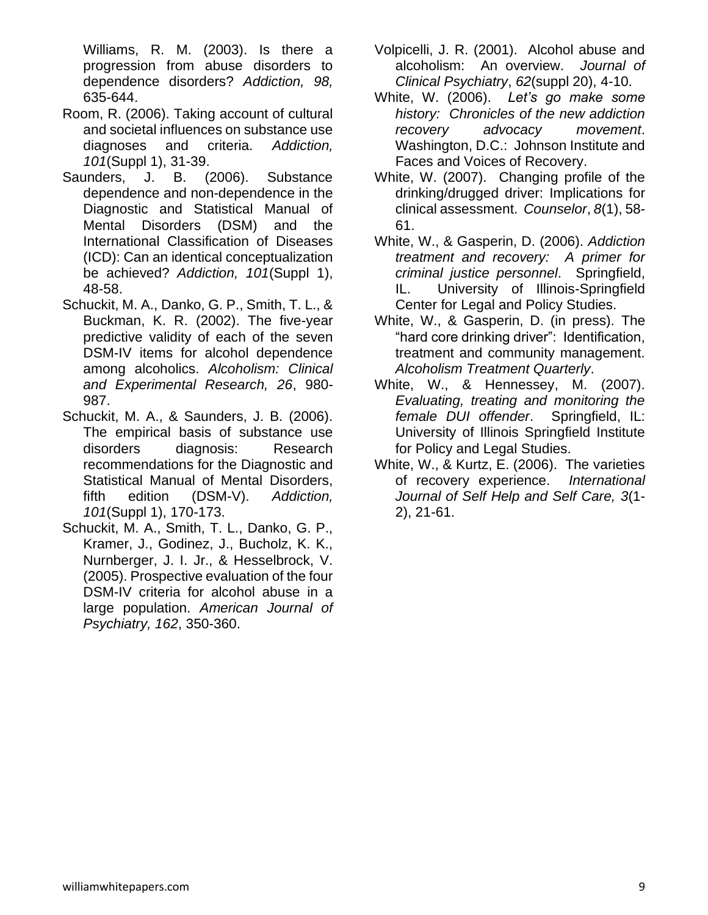Williams, R. M. (2003). Is there a progression from abuse disorders to dependence disorders? *Addiction, 98,* 635-644.

Room, R. (2006). Taking account of cultural and societal influences on substance use diagnoses and criteria. *Addiction, 101*(Suppl 1), 31-39.

Saunders, J. B. (2006). Substance dependence and non-dependence in the Diagnostic and Statistical Manual of Mental Disorders (DSM) and the International Classification of Diseases (ICD): Can an identical conceptualization be achieved? *Addiction, 101*(Suppl 1), 48-58.

Schuckit, M. A., Danko, G. P., Smith, T. L., & Buckman, K. R. (2002). The five-year predictive validity of each of the seven DSM-IV items for alcohol dependence among alcoholics. *Alcoholism: Clinical and Experimental Research, 26*, 980-987.

Schuckit, M. A., & Saunders, J. B. (2006). The empirical basis of substance use disorders diagnosis: Research recommendations for the Diagnostic and Statistical Manual of Mental Disorders, fifth edition (DSM-V). *Addiction, 101*(Suppl 1), 170-173.

Schuckit, M. A., Smith, T. L., Danko, G. P., Kramer, J., Godinez, J., Bucholz, K. K., Nurnberger, J. I. Jr., & Hesselbrock, V. (2005). Prospective evaluation of the four DSM-IV criteria for alcohol abuse in a large population. *American Journal of Psychiatry, 162*, 350-360.

Volpicelli, J. R. (2001). Alcohol abuse and alcoholism: An overview. *Journal of Clinical Psychiatry*, *62*(suppl 20), 4-10.

White, W. (2006). *Let's go make some history: Chronicles of the new addiction recovery advocacy movement*. Washington, D.C.: Johnson Institute and Faces and Voices of Recovery.

White, W. (2007). Changing profile of the drinking/drugged driver: Implications for clinical assessment. *Counselor*, *8*(1), 58-61.

White, W., & Gasperin, D. (2006). *Addiction treatment and recovery: A primer for criminal justice personnel*. Springfield, IL. University of Illinois-Springfield Center for Legal and Policy Studies.

White, W., & Gasperin, D. (in press). The "hard core drinking driver": Identification, treatment and community management. *Alcoholism Treatment Quarterly*.

White, W., & Hennessey, M. (2007). *Evaluating, treating and monitoring the female DUI offender*. Springfield, IL: University of Illinois Springfield Institute for Policy and Legal Studies.

White, W., & Kurtz, E. (2006). The varieties of recovery experience. *International Journal of Self Help and Self Care, 3*(1-2), 21-61.